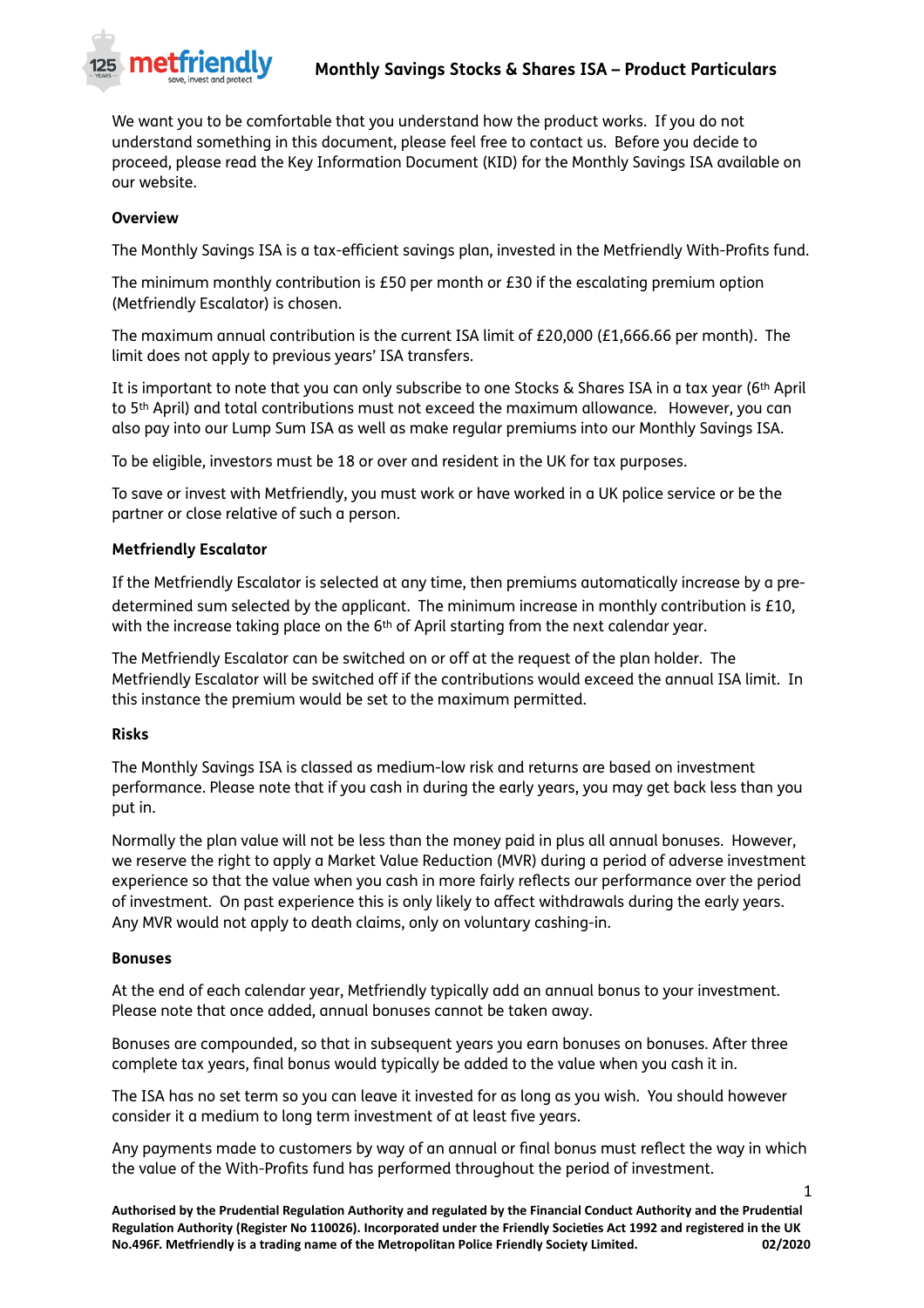# Monthly Savings Stocks & Shares ISA – Product Particulars

We want you to be comfortable that you understand how the product works. If you do not understand something in this document, please feel free to contact us. Before you decide to proceed, please read the Key Information Document (KID) for the Monthly Savings ISA available on our website.

**Overview**

The Monthly Savings ISA is a tax-efficient savings plan, invested in the Metfriendly With-Profits fund.

The minimum monthly contribution is £50 per month or £30 if the escalating premium option (Metfriendly Escalator) is chosen.

The maximum annual contribution is the current ISA limit of £20,000 (£1,666.66 per month). The limit does not apply to previous years' ISA transfers.

It is important to note that you can only subscribe to one Stocks & Shares ISA in a tax year (6th April to 5th April) and total contributions must not exceed the maximum allowance. However, you can also pay into our Lump Sum ISA as well as make regular premiums into our Monthly Savings ISA.

To be eligible, investors must be 18 or over and resident in the UK for tax purposes.

To save or invest with Metfriendly, you must work or have worked in a UK police service or be the partner or close relative of such a person.

**Metfriendly Escalator**

If the Metfriendly Escalator is selected at any time, then premiums automatically increase by a pre-determined sum selected by the applicant. The minimum increase in monthly contribution is £10, with the increase taking place on the 6th of April starting from the next calendar year.

The Metfriendly Escalator can be switched on or off at the request of the plan holder. The Metfriendly Escalator will be switched off if the contributions would exceed the annual ISA limit. In this instance the premium would be set to the maximum permitted.

**Risks**

The Monthly Savings ISA is classed as medium-low risk and returns are based on investment performance. Please note that if you cash in during the early years, you may get back less than you put in.

Normally the plan value will not be less than the money paid in plus all annual bonuses. However, we reserve the right to apply a Market Value Reduction (MVR) during a period of adverse investment experience so that the value when you cash in more fairly reflects our performance over the period of investment. On past experience this is only likely to affect withdrawals during the early years. Any MVR would not apply to death claims, only on voluntary cashing-in.

**Bonuses**

At the end of each calendar year, Metfriendly typically add an annual bonus to your investment. Please note that once added, annual bonuses cannot be taken away.

Bonuses are compounded, so that in subsequent years you earn bonuses on bonuses. After three complete tax years, final bonus would typically be added to the value when you cash it in.

The ISA has no set term so you can leave it invested for as long as you wish. You should however consider it a medium to long term investment of at least five years.

Any payments made to customers by way of an annual or final bonus must reflect the way in which the value of the With-Profits fund has performed throughout the period of investment.

**Authorised by the Prudential Regulation Authority and regulated by the Financial Conduct Authority and the Prudential Regulation Authority (Register No 110026). Incorporated under the Friendly Societies Act 1992 and registered in the UK No.496F. Metfriendly is a trading name of the Metropolitan Police Friendly Society Limited.** **02/2020**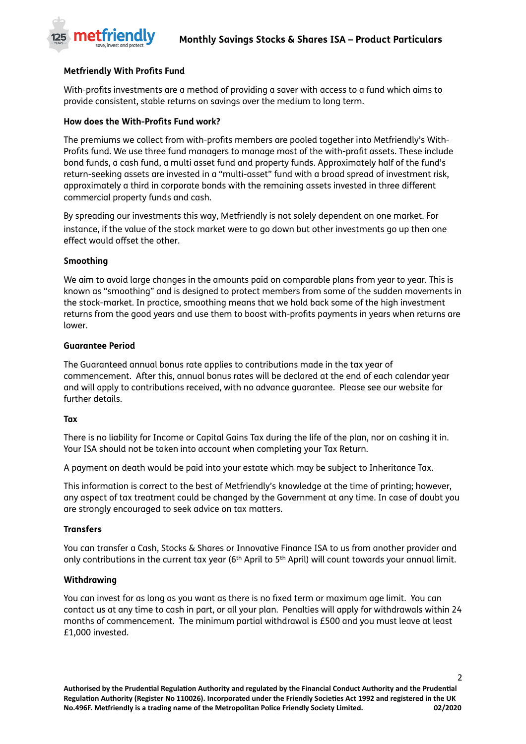## Metfriendly With Profits Fund

With-profits investments are a method of providing a saver with access to a fund which aims to provide consistent, stable returns on savings over the medium to long term.

### How does the With-Profits Fund work?

The premiums we collect from with-profits members are pooled together into Metfriendly's With-Profits fund. We use three fund managers to manage most of the with-profit assets. These include bond funds, a cash fund, a multi asset fund and property funds. Approximately half of the fund's return-seeking assets are invested in a "multi-asset" fund with a broad spread of investment risk, approximately a third in corporate bonds with the remaining assets invested in three different commercial property funds and cash.

By spreading our investments this way, Metfriendly is not solely dependent on one market. For instance, if the value of the stock market were to go down but other investments go up then one effect would offset the other.

### Smoothing

We aim to avoid large changes in the amounts paid on comparable plans from year to year. This is known as "smoothing" and is designed to protect members from some of the sudden movements in the stock-market. In practice, smoothing means that we hold back some of the high investment returns from the good years and use them to boost with-profits payments in years when returns are lower.

### Guarantee Period

The Guaranteed annual bonus rate applies to contributions made in the tax year of commencement. After this, annual bonus rates will be declared at the end of each calendar year and will apply to contributions received, with no advance guarantee. Please see our website for further details.

### Tax

There is no liability for Income or Capital Gains Tax during the life of the plan, nor on cashing it in. Your ISA should not be taken into account when completing your Tax Return.

A payment on death would be paid into your estate which may be subject to Inheritance Tax.

This information is correct to the best of Metfriendly's knowledge at the time of printing; however, any aspect of tax treatment could be changed by the Government at any time. In case of doubt you are strongly encouraged to seek advice on tax matters.

### Transfers

You can transfer a Cash, Stocks & Shares or Innovative Finance ISA to us from another provider and only contributions in the current tax year (6th April to 5th April) will count towards your annual limit.

### Withdrawing

You can invest for as long as you want as there is no fixed term or maximum age limit. You can contact us at any time to cash in part, or all your plan. Penalties will apply for withdrawals within 24 months of commencement. The minimum partial withdrawal is £500 and you must leave at least £1,000 invested.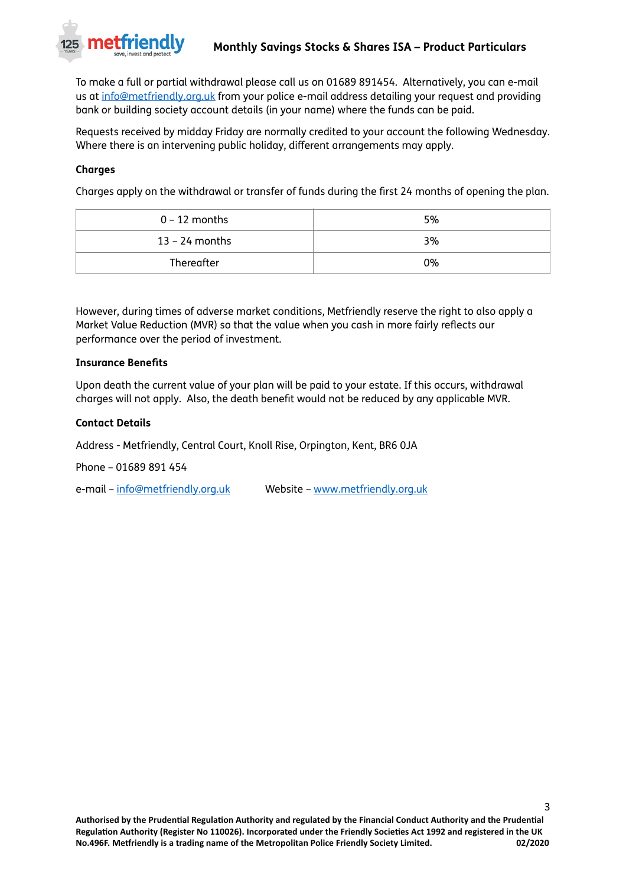To make a full or partial withdrawal please call us on 01689 891454. Alternatively, you can e-mail us at info@metfriendly.org.uk from your police e-mail address detailing your request and providing bank or building society account details (in your name) where the funds can be paid.

Requests received by midday Friday are normally credited to your account the following Wednesday. Where there is an intervening public holiday, different arrangements may apply.

### Charges

Charges apply on the withdrawal or transfer of funds during the first 24 months of opening the plan.

| | |
|---|---|
| 0 – 12 months | 5% |
| 13 – 24 months | 3% |
| Thereafter | 0% |

However, during times of adverse market conditions, Metfriendly reserve the right to also apply a Market Value Reduction (MVR) so that the value when you cash in more fairly reflects our performance over the period of investment.

### Insurance Benefits

Upon death the current value of your plan will be paid to your estate. If this occurs, withdrawal charges will not apply. Also, the death benefit would not be reduced by any applicable MVR.

### Contact Details

Address - Metfriendly, Central Court, Knoll Rise, Orpington, Kent, BR6 0JA

Phone – 01689 891 454

e-mail – info@metfriendly.org.uk Website – www.metfriendly.org.uk

**Authorised by the Prudential Regulation Authority and regulated by the Financial Conduct Authority and the Prudential Regulation Authority (Register No 110026). Incorporated under the Friendly Societies Act 1992 and registered in the UK No.496F. Metfriendly is a trading name of the Metropolitan Police Friendly Society Limited. 02/2020**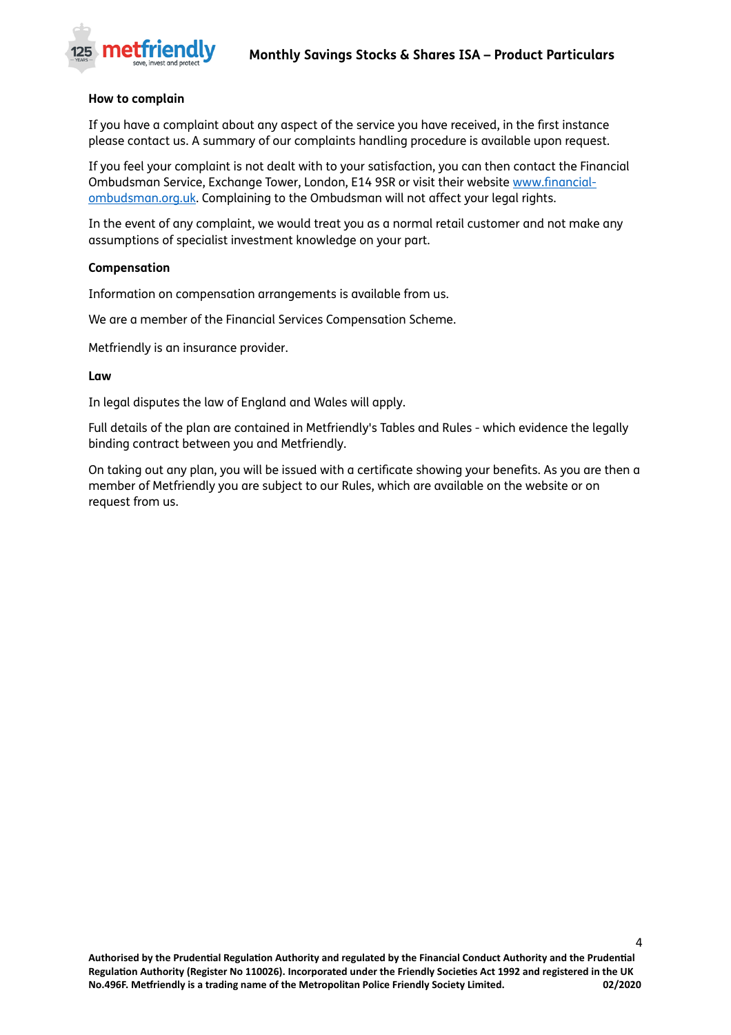### How to complain

If you have a complaint about any aspect of the service you have received, in the first instance please contact us. A summary of our complaints handling procedure is available upon request.

If you feel your complaint is not dealt with to your satisfaction, you can then contact the Financial Ombudsman Service, Exchange Tower, London, E14 9SR or visit their website www.financial-ombudsman.org.uk. Complaining to the Ombudsman will not affect your legal rights.

In the event of any complaint, we would treat you as a normal retail customer and not make any assumptions of specialist investment knowledge on your part.

### Compensation

Information on compensation arrangements is available from us.

We are a member of the Financial Services Compensation Scheme.

Metfriendly is an insurance provider.

### Law

In legal disputes the law of England and Wales will apply.

Full details of the plan are contained in Metfriendly's Tables and Rules - which evidence the legally binding contract between you and Metfriendly.

On taking out any plan, you will be issued with a certificate showing your benefits. As you are then a member of Metfriendly you are subject to our Rules, which are available on the website or on request from us.